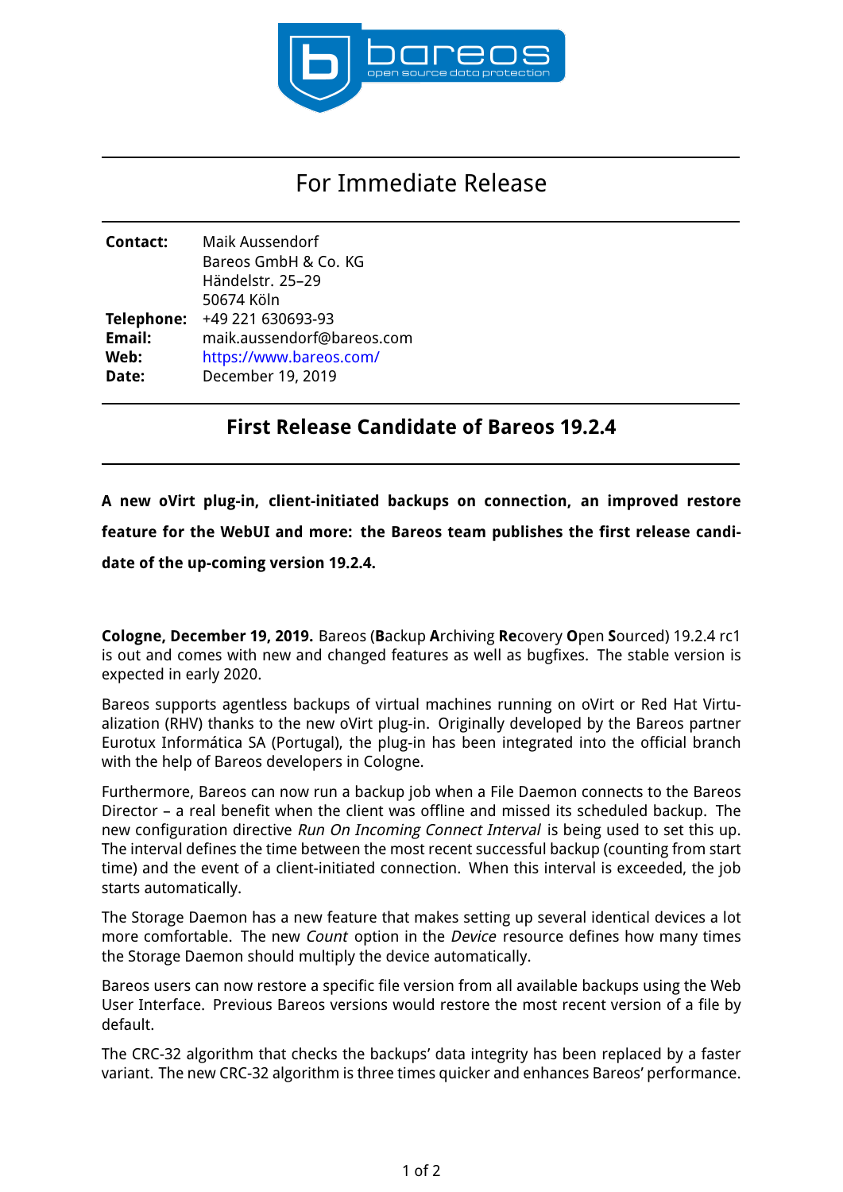# For Immediate Release

| | |
|---|---|
| **Contact:** | Maik Aussendorf |
| | Bareos GmbH & Co. KG |
| | Händelstr. 25–29 |
| | 50674 Köln |
| **Telephone:** | +49 221 630693-93 |
| **Email:** | maik.aussendorf@bareos.com |
| **Web:** | https://www.bareos.com/ |
| **Date:** | December 19, 2019 |

## First Release Candidate of Bareos 19.2.4

**A new oVirt plug-in, client-initiated backups on connection, an improved restore feature for the WebUI and more: the Bareos team publishes the first release candidate of the up-coming version 19.2.4.**

**Cologne, December 19, 2019.** Bareos (**B**ackup **A**rchiving **Re**covery **O**pen **S**ourced) 19.2.4 rc1 is out and comes with new and changed features as well as bugfixes. The stable version is expected in early 2020.

Bareos supports agentless backups of virtual machines running on oVirt or Red Hat Virtualization (RHV) thanks to the new oVirt plug-in. Originally developed by the Bareos partner Eurotux Informática SA (Portugal), the plug-in has been integrated into the official branch with the help of Bareos developers in Cologne.

Furthermore, Bareos can now run a backup job when a File Daemon connects to the Bareos Director – a real benefit when the client was offline and missed its scheduled backup. The new configuration directive *Run On Incoming Connect Interval* is being used to set this up. The interval defines the time between the most recent successful backup (counting from start time) and the event of a client-initiated connection. When this interval is exceeded, the job starts automatically.

The Storage Daemon has a new feature that makes setting up several identical devices a lot more comfortable. The new *Count* option in the *Device* resource defines how many times the Storage Daemon should multiply the device automatically.

Bareos users can now restore a specific file version from all available backups using the Web User Interface. Previous Bareos versions would restore the most recent version of a file by default.

The CRC-32 algorithm that checks the backups' data integrity has been replaced by a faster variant. The new CRC-32 algorithm is three times quicker and enhances Bareos' performance.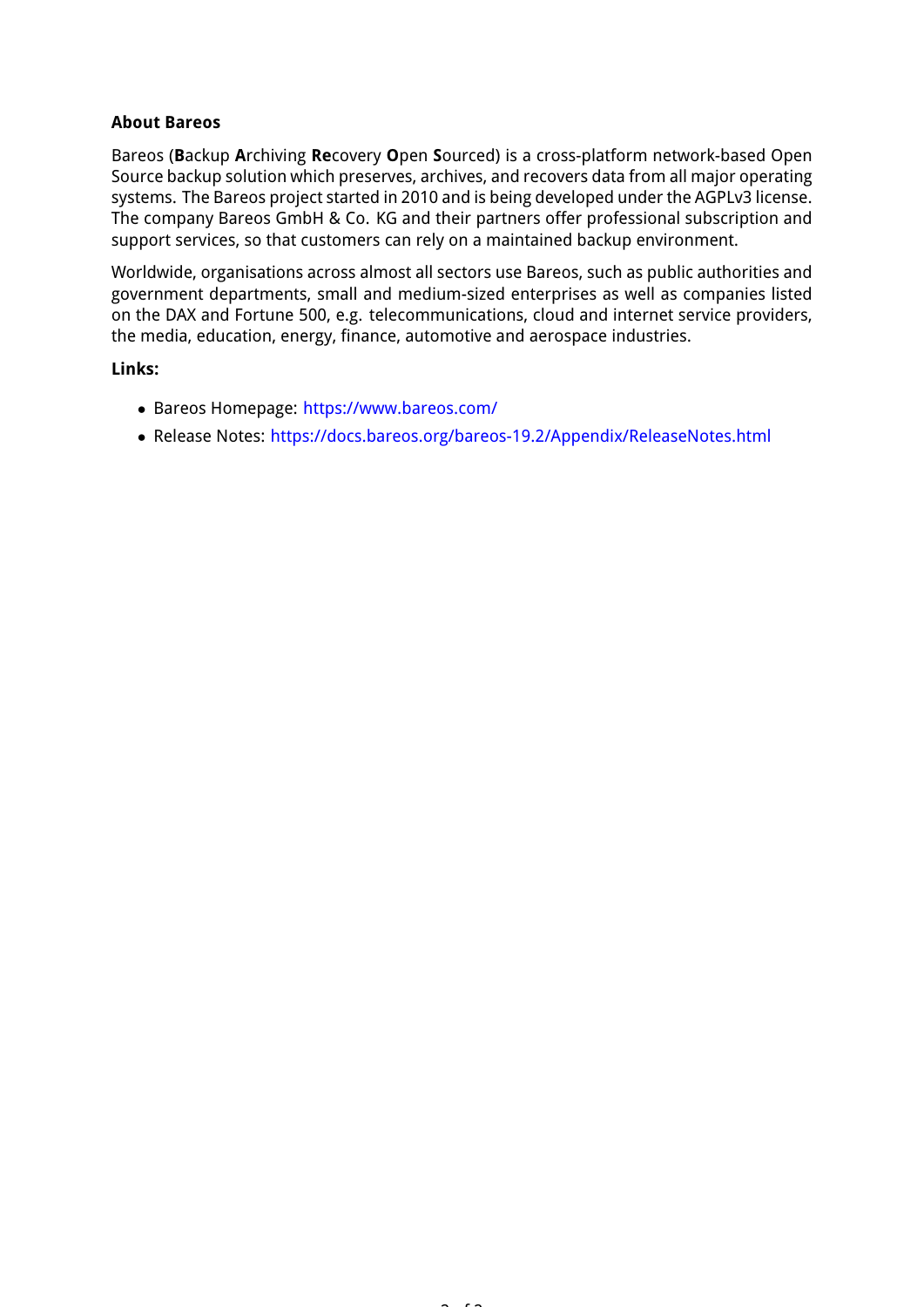**About Bareos**

Bareos (**B**ackup **A**rchiving **Re**covery **O**pen **S**ourced) is a cross-platform network-based Open Source backup solution which preserves, archives, and recovers data from all major operating systems. The Bareos project started in 2010 and is being developed under the AGPLv3 license. The company Bareos GmbH & Co. KG and their partners offer professional subscription and support services, so that customers can rely on a maintained backup environment.

Worldwide, organisations across almost all sectors use Bareos, such as public authorities and government departments, small and medium-sized enterprises as well as companies listed on the DAX and Fortune 500, e.g. telecommunications, cloud and internet service providers, the media, education, energy, finance, automotive and aerospace industries.

**Links:**

- Bareos Homepage: https://www.bareos.com/
- Release Notes: https://docs.bareos.org/bareos-19.2/Appendix/ReleaseNotes.html